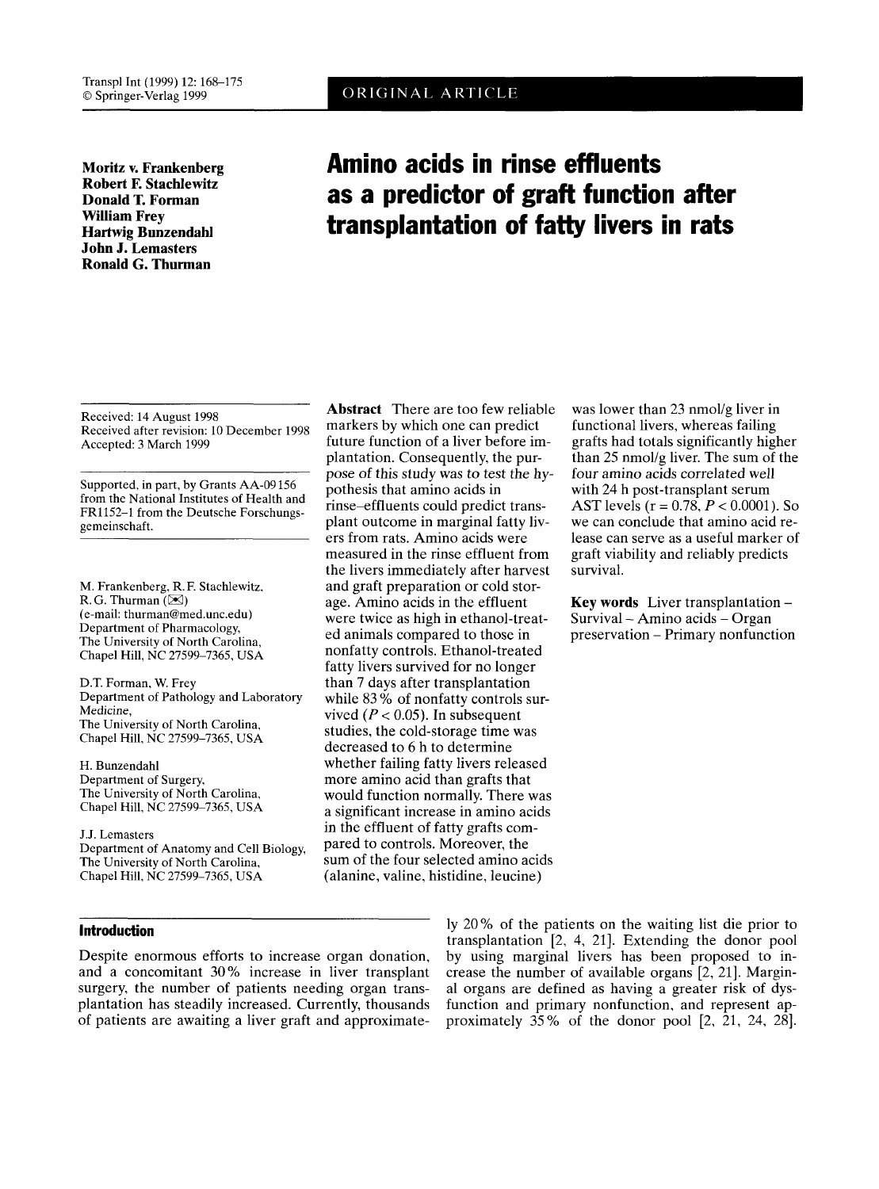ORIGINAL ARTICLE

**Moritz v. Frankenberg**
**Robert F. Stachlewitz**
**Donald T. Forman**
**William Frey**
**Hartwig Bunzendahl**
**John J. Lemasters**
**Ronald G. Thurman**

# Amino acids in rinse effluents as a predictor of graft function after transplantation of fatty livers in rats

Received: 14 August 1998
Received after revision: 10 December 1998
Accepted: 3 March 1999

Supported, in part, by Grants AA-09156 from the National Institutes of Health and FR1152-1 from the Deutsche Forschungsgemeinschaft.

M. Frankenberg, R. F. Stachlewitz, R. G. Thurman (✉)
(e-mail: thurman@med.unc.edu)
Department of Pharmacology,
The University of North Carolina,
Chapel Hill, NC 27599-7365, USA

D. T. Forman, W. Frey
Department of Pathology and Laboratory Medicine,
The University of North Carolina,
Chapel Hill, NC 27599-7365, USA

H. Bunzendahl
Department of Surgery,
The University of North Carolina,
Chapel Hill, NC 27599-7365, USA

J. J. Lemasters
Department of Anatomy and Cell Biology,
The University of North Carolina,
Chapel Hill, NC 27599-7365, USA

**Abstract** There are too few reliable markers by which one can predict future function of a liver before implantation. Consequently, the purpose of this study was to test the hypothesis that amino acids in rinse–effluents could predict transplant outcome in marginal fatty livers from rats. Amino acids were measured in the rinse effluent from the livers immediately after harvest and graft preparation or cold storage. Amino acids in the effluent were twice as high in ethanol-treated animals compared to those in nonfatty controls. Ethanol-treated fatty livers survived for no longer than 7 days after transplantation while 83 % of nonfatty controls survived ($P < 0.05$). In subsequent studies, the cold-storage time was decreased to 6 h to determine whether failing fatty livers released more amino acid than grafts that would function normally. There was a significant increase in amino acids in the effluent of fatty grafts compared to controls. Moreover, the sum of the four selected amino acids (alanine, valine, histidine, leucine) was lower than 23 nmol/g liver in functional livers, whereas failing grafts had totals significantly higher than 25 nmol/g liver. The sum of the four amino acids correlated well with 24 h post-transplant serum AST levels ($r = 0.78$, $P < 0.0001$). So we can conclude that amino acid release can serve as a useful marker of graft viability and reliably predicts survival.

**Key words** Liver transplantation – Survival – Amino acids – Organ preservation – Primary nonfunction

## Introduction

Despite enormous efforts to increase organ donation, and a concomitant 30 % increase in liver transplant surgery, the number of patients needing organ transplantation has steadily increased. Currently, thousands of patients are awaiting a liver graft and approximately 20 % of the patients on the waiting list die prior to transplantation [2, 4, 21]. Extending the donor pool by using marginal livers has been proposed to increase the number of available organs [2, 21]. Marginal organs are defined as having a greater risk of dysfunction and primary nonfunction, and represent approximately 35 % of the donor pool [2, 21, 24, 28].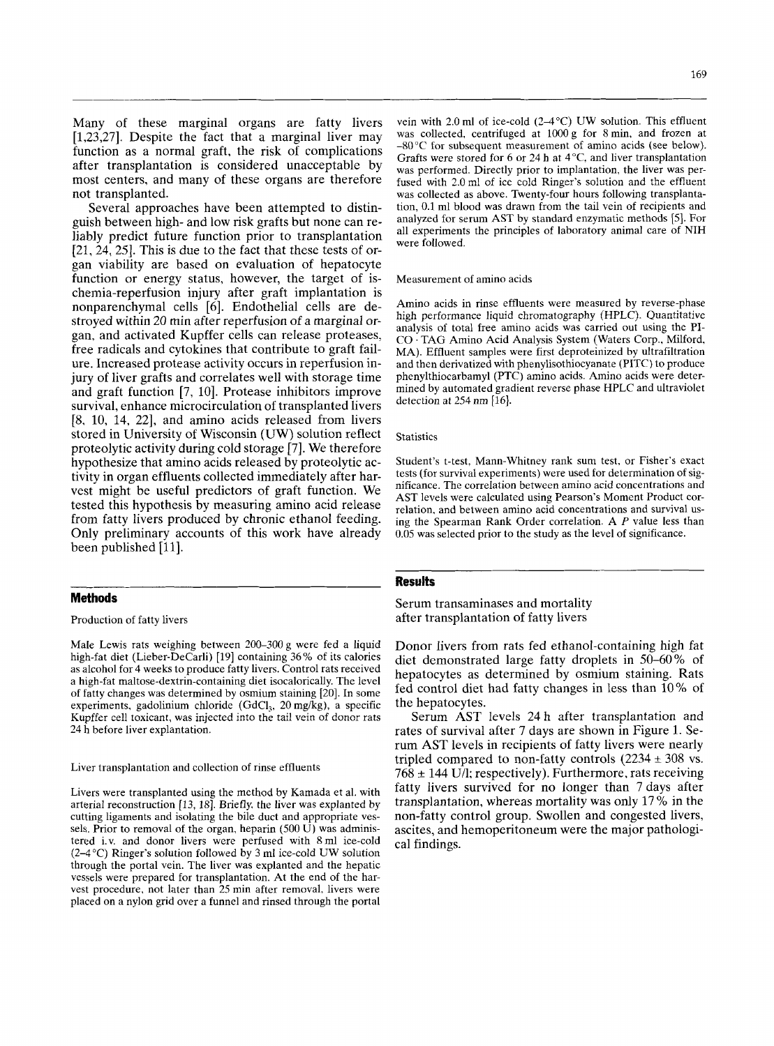Many of these marginal organs are fatty livers [1,23,27]. Despite the fact that a marginal liver may function as a normal graft, the risk of complications after transplantation is considered unacceptable by most centers, and many of these organs are therefore not transplanted.

Several approaches have been attempted to distinguish between high- and low risk grafts but none can reliably predict future function prior to transplantation [21, 24, 25]. This is due to the fact that these tests of organ viability are based on evaluation of hepatocyte function or energy status, however, the target of ischemia-reperfusion injury after graft implantation is nonparenchymal cells [6]. Endothelial cells are destroyed within 20 min after reperfusion of a marginal organ, and activated Kupffer cells can release proteases, free radicals and cytokines that contribute to graft failure. Increased protease activity occurs in reperfusion injury of liver grafts and correlates well with storage time and graft function [7, 10]. Protease inhibitors improve survival, enhance microcirculation of transplanted livers [8, 10, 14, 22], and amino acids released from livers stored in University of Wisconsin (UW) solution reflect proteolytic activity during cold storage [7]. We therefore hypothesize that amino acids released by proteolytic activity in organ effluents collected immediately after harvest might be useful predictors of graft function. We tested this hypothesis by measuring amino acid release from fatty livers produced by chronic ethanol feeding. Only preliminary accounts of this work have already been published [11].

## Methods

### Production of fatty livers

Male Lewis rats weighing between 200–300 g were fed a liquid high-fat diet (Lieber-DeCarli) [19] containing 36% of its calories as alcohol for 4 weeks to produce fatty livers. Control rats received a high-fat maltose-dextrin-containing diet isocalorically. The level of fatty changes was determined by osmium staining [20]. In some experiments, gadolinium chloride ($GdCl_3$, 20 mg/kg), a specific Kupffer cell toxicant, was injected into the tail vein of donor rats 24 h before liver explantation.

### Liver transplantation and collection of rinse effluents

Livers were transplanted using the method by Kamada et al. with arterial reconstruction [13, 18]. Briefly, the liver was explanted by cutting ligaments and isolating the bile duct and appropriate vessels. Prior to removal of the organ, heparin (500 U) was administered i.v. and donor livers were perfused with 8 ml ice-cold (2–4 °C) Ringer's solution followed by 3 ml ice-cold UW solution through the portal vein. The liver was explanted and the hepatic vessels were prepared for transplantation. At the end of the harvest procedure, not later than 25 min after removal, livers were placed on a nylon grid over a funnel and rinsed through the portal vein with 2.0 ml of ice-cold (2–4 °C) UW solution. This effluent was collected, centrifuged at 1000 g for 8 min, and frozen at −80 °C for subsequent measurement of amino acids (see below). Grafts were stored for 6 or 24 h at 4 °C, and liver transplantation was performed. Directly prior to implantation, the liver was perfused with 2.0 ml of ice cold Ringer's solution and the effluent was collected as above. Twenty-four hours following transplantation, 0.1 ml blood was drawn from the tail vein of recipients and analyzed for serum AST by standard enzymatic methods [5]. For all experiments the principles of laboratory animal care of NIH were followed.

### Measurement of amino acids

Amino acids in rinse effluents were measured by reverse-phase high performance liquid chromatography (HPLC). Quantitative analysis of total free amino acids was carried out using the PICO · TAG Amino Acid Analysis System (Waters Corp., Milford, MA). Effluent samples were first deproteinized by ultrafiltration and then derivatized with phenylisothiocyanate (PITC) to produce phenylthiocarbamyl (PTC) amino acids. Amino acids were determined by automated gradient reverse phase HPLC and ultraviolet detection at 254 nm [16].

### Statistics

Student's t-test, Mann-Whitney rank sum test, or Fisher's exact tests (for survival experiments) were used for determination of significance. The correlation between amino acid concentrations and AST levels were calculated using Pearson's Moment Product correlation, and between amino acid concentrations and survival using the Spearman Rank Order correlation. A $P$ value less than 0.05 was selected prior to the study as the level of significance.

## Results

### Serum transaminases and mortality after transplantation of fatty livers

Donor livers from rats fed ethanol-containing high fat diet demonstrated large fatty droplets in 50–60% of hepatocytes as determined by osmium staining. Rats fed control diet had fatty changes in less than 10% of the hepatocytes.

Serum AST levels 24 h after transplantation and rates of survival after 7 days are shown in Figure 1. Serum AST levels in recipients of fatty livers were nearly tripled compared to non-fatty controls (2234 ± 308 vs. 768 ± 144 U/l; respectively). Furthermore, rats receiving fatty livers survived for no longer than 7 days after transplantation, whereas mortality was only 17% in the non-fatty control group. Swollen and congested livers, ascites, and hemoperitoneum were the major pathological findings.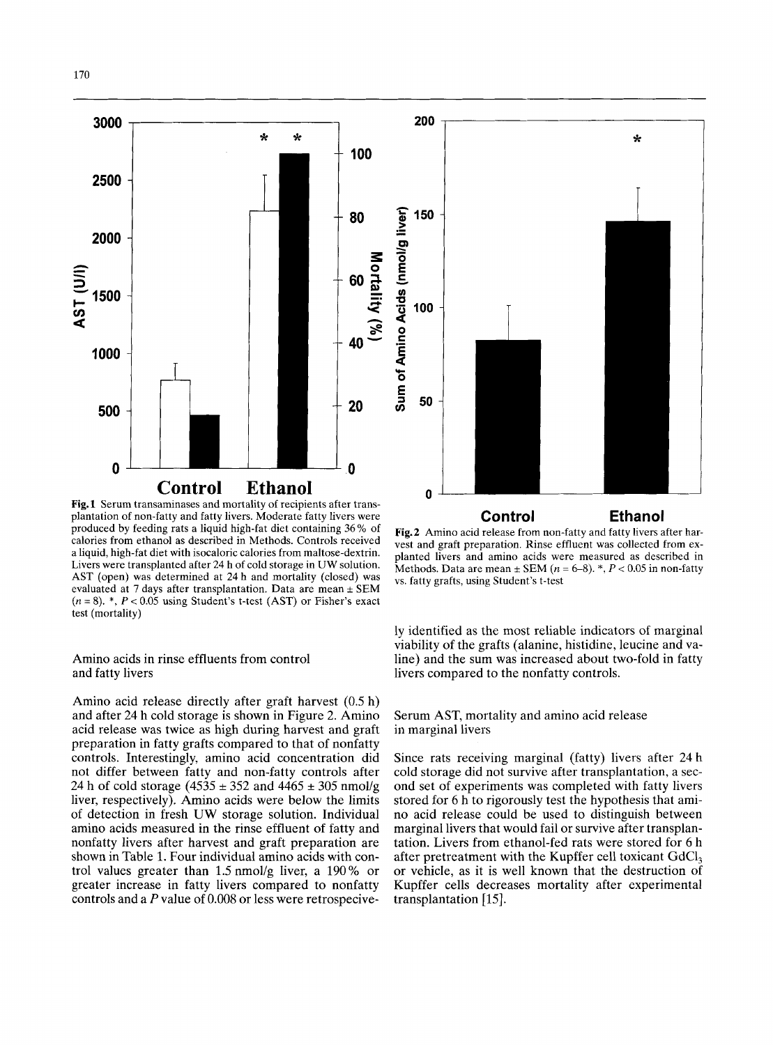**Fig. 1** Serum transaminases and mortality of recipients after transplantation of non-fatty and fatty livers. Moderate fatty livers were produced by feeding rats a liquid high-fat diet containing 36% of calories from ethanol as described in Methods. Controls received a liquid, high-fat diet with isocaloric calories from maltose-dextrin. Livers were transplanted after 24 h of cold storage in UW solution. AST (open) was determined at 24 h and mortality (closed) was evaluated at 7 days after transplantation. Data are mean ± SEM ($n = 8$). *, $P < 0.05$ using Student's t-test (AST) or Fisher's exact test (mortality)

**Fig. 2** Amino acid release from non-fatty and fatty livers after harvest and graft preparation. Rinse effluent was collected from explanted livers and amino acids were measured as described in Methods. Data are mean ± SEM ($n = 6$–$8$). *, $P < 0.05$ in non-fatty vs. fatty grafts, using Student's t-test

### Amino acids in rinse effluents from control and fatty livers

Amino acid release directly after graft harvest (0.5 h) and after 24 h cold storage is shown in Figure 2. Amino acid release was twice as high during harvest and graft preparation in fatty grafts compared to that of nonfatty controls. Interestingly, amino acid concentration did not differ between fatty and non-fatty controls after 24 h of cold storage (4535 ± 352 and 4465 ± 305 nmol/g liver, respectively). Amino acids were below the limits of detection in fresh UW storage solution. Individual amino acids measured in the rinse effluent of fatty and nonfatty livers after harvest and graft preparation are shown in Table 1. Four individual amino acids with control values greater than 1.5 nmol/g liver, a 190% or greater increase in fatty livers compared to nonfatty controls and a $P$ value of 0.008 or less were retrospectively identified as the most reliable indicators of marginal viability of the grafts (alanine, histidine, leucine and valine) and the sum was increased about two-fold in fatty livers compared to the nonfatty controls.

### Serum AST, mortality and amino acid release in marginal livers

Since rats receiving marginal (fatty) livers after 24 h cold storage did not survive after transplantation, a second set of experiments was completed with fatty livers stored for 6 h to rigorously test the hypothesis that amino acid release could be used to distinguish between marginal livers that would fail or survive after transplantation. Livers from ethanol-fed rats were stored for 6 h after pretreatment with the Kupffer cell toxicant $GdCl_3$ or vehicle, as it is well known that the destruction of Kupffer cells decreases mortality after experimental transplantation [15].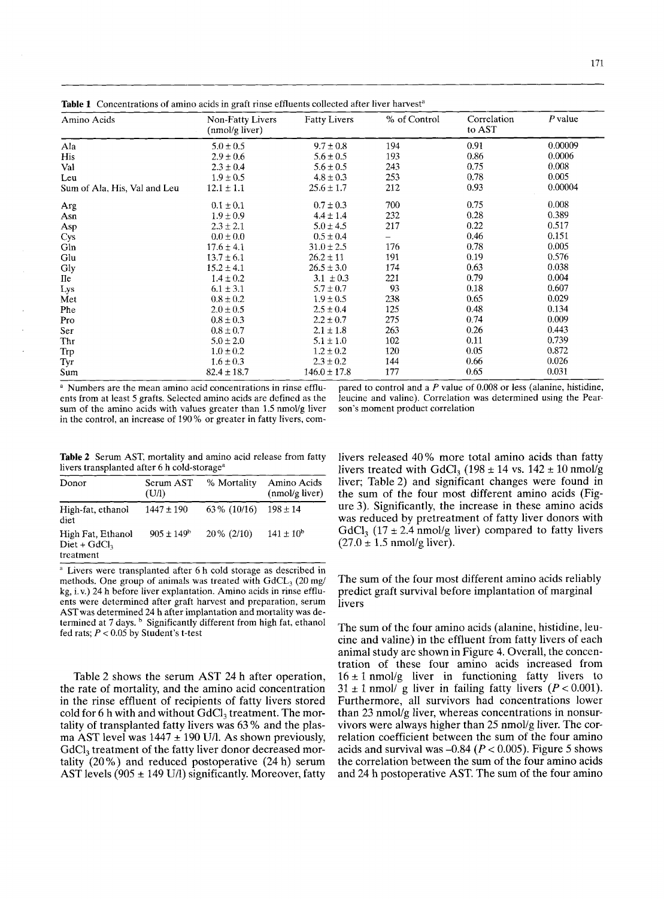**Table 1** Concentrations of amino acids in graft rinse effluents collected after liver harvest[a]

| Amino Acids | Non-Fatty Livers (nmol/g liver) | Fatty Livers | % of Control | Correlation to AST | P value |
|---|---|---|---|---|---|
| Ala | 5.0 ± 0.5 | 9.7 ± 0.8 | 194 | 0.91 | 0.00009 |
| His | 2.9 ± 0.6 | 5.6 ± 0.5 | 193 | 0.86 | 0.0006 |
| Val | 2.3 ± 0.4 | 5.6 ± 0.5 | 243 | 0.75 | 0.008 |
| Leu | 1.9 ± 0.5 | 4.8 ± 0.3 | 253 | 0.78 | 0.005 |
| Sum of Ala, His, Val and Leu | 12.1 ± 1.1 | 25.6 ± 1.7 | 212 | 0.93 | 0.00004 |
| Arg | 0.1 ± 0.1 | 0.7 ± 0.3 | 700 | 0.75 | 0.008 |
| Asn | 1.9 ± 0.9 | 4.4 ± 1.4 | 232 | 0.28 | 0.389 |
| Asp | 2.3 ± 2.1 | 5.0 ± 4.5 | 217 | 0.22 | 0.517 |
| Cys | 0.0 ± 0.0 | 0.5 ± 0.4 | – | 0.46 | 0.151 |
| Gln | 17.6 ± 4.1 | 31.0 ± 2.5 | 176 | 0.78 | 0.005 |
| Glu | 13.7 ± 6.1 | 26.2 ± 11 | 191 | 0.19 | 0.576 |
| Gly | 15.2 ± 4.1 | 26.5 ± 3.0 | 174 | 0.63 | 0.038 |
| Ile | 1.4 ± 0.2 | 3.1 ± 0.3 | 221 | 0.79 | 0.004 |
| Lys | 6.1 ± 3.1 | 5.7 ± 0.7 | 93 | 0.18 | 0.607 |
| Met | 0.8 ± 0.2 | 1.9 ± 0.5 | 238 | 0.65 | 0.029 |
| Phe | 2.0 ± 0.5 | 2.5 ± 0.4 | 125 | 0.48 | 0.134 |
| Pro | 0.8 ± 0.3 | 2.2 ± 0.7 | 275 | 0.74 | 0.009 |
| Ser | 0.8 ± 0.7 | 2.1 ± 1.8 | 263 | 0.26 | 0.443 |
| Thr | 5.0 ± 2.0 | 5.1 ± 1.0 | 102 | 0.11 | 0.739 |
| Trp | 1.0 ± 0.2 | 1.2 ± 0.2 | 120 | 0.05 | 0.872 |
| Tyr | 1.6 ± 0.3 | 2.3 ± 0.2 | 144 | 0.66 | 0.026 |
| Sum | 82.4 ± 18.7 | 146.0 ± 17.8 | 177 | 0.65 | 0.031 |

[a] Numbers are the mean amino acid concentrations in rinse effluents from at least 5 grafts. Selected amino acids are defined as the sum of the amino acids with values greater than 1.5 nmol/g liver in the control, an increase of 190 % or greater in fatty livers, compared to control and a P value of 0.008 or less (alanine, histidine, leucine and valine). Correlation was determined using the Pearson's moment product correlation

**Table 2** Serum AST, mortality and amino acid release from fatty livers transplanted after 6 h cold-storage[a]

| Donor | Serum AST (U/l) | % Mortality | Amino Acids (nmol/g liver) |
|---|---|---|---|
| High-fat, ethanol diet | 1447 ± 190 | 63 % (10/16) | 198 ± 14 |
| High Fat, Ethanol Diet + $GdCl_3$ treatment | 905 ± 149[b] | 20 % (2/10) | 141 ± 10[b] |

[a] Livers were transplanted after 6 h cold storage as described in methods. One group of animals was treated with $GdCL_3$ (20 mg/kg, i. v.) 24 h before liver explantation. Amino acids in rinse effluents were determined after graft harvest and preparation, serum AST was determined 24 h after implantation and mortality was determined at 7 days. [b] Significantly different from high fat, ethanol fed rats; $P < 0.05$ by Student's t-test

Table 2 shows the serum AST 24 h after operation, the rate of mortality, and the amino acid concentration in the rinse effluent of recipients of fatty livers stored cold for 6 h with and without $GdCl_3$ treatment. The mortality of transplanted fatty livers was 63 % and the plasma AST level was 1447 ± 190 U/l. As shown previously, $GdCl_3$ treatment of the fatty liver donor decreased mortality (20 %) and reduced postoperative (24 h) serum AST levels (905 ± 149 U/l) significantly. Moreover, fatty livers released 40 % more total amino acids than fatty livers treated with $GdCl_3$ (198 ± 14 vs. 142 ± 10 nmol/g liver; Table 2) and significant changes were found in the sum of the four most different amino acids (Figure 3). Significantly, the increase in these amino acids was reduced by pretreatment of fatty liver donors with $GdCl_3$ (17 ± 2.4 nmol/g liver) compared to fatty livers (27.0 ± 1.5 nmol/g liver).

### The sum of the four most different amino acids reliably predict graft survival before implantation of marginal livers

The sum of the four amino acids (alanine, histidine, leucine and valine) in the effluent from fatty livers of each animal study are shown in Figure 4. Overall, the concentration of these four amino acids increased from 16 ± 1 nmol/g liver in functioning fatty livers to 31 ± 1 nmol/ g liver in failing fatty livers ($P < 0.001$). Furthermore, all survivors had concentrations lower than 23 nmol/g liver, whereas concentrations in nonsurvivors were always higher than 25 nmol/g liver. The correlation coefficient between the sum of the four amino acids and survival was –0.84 ($P < 0.005$). Figure 5 shows the correlation between the sum of the four amino acids and 24 h postoperative AST. The sum of the four amino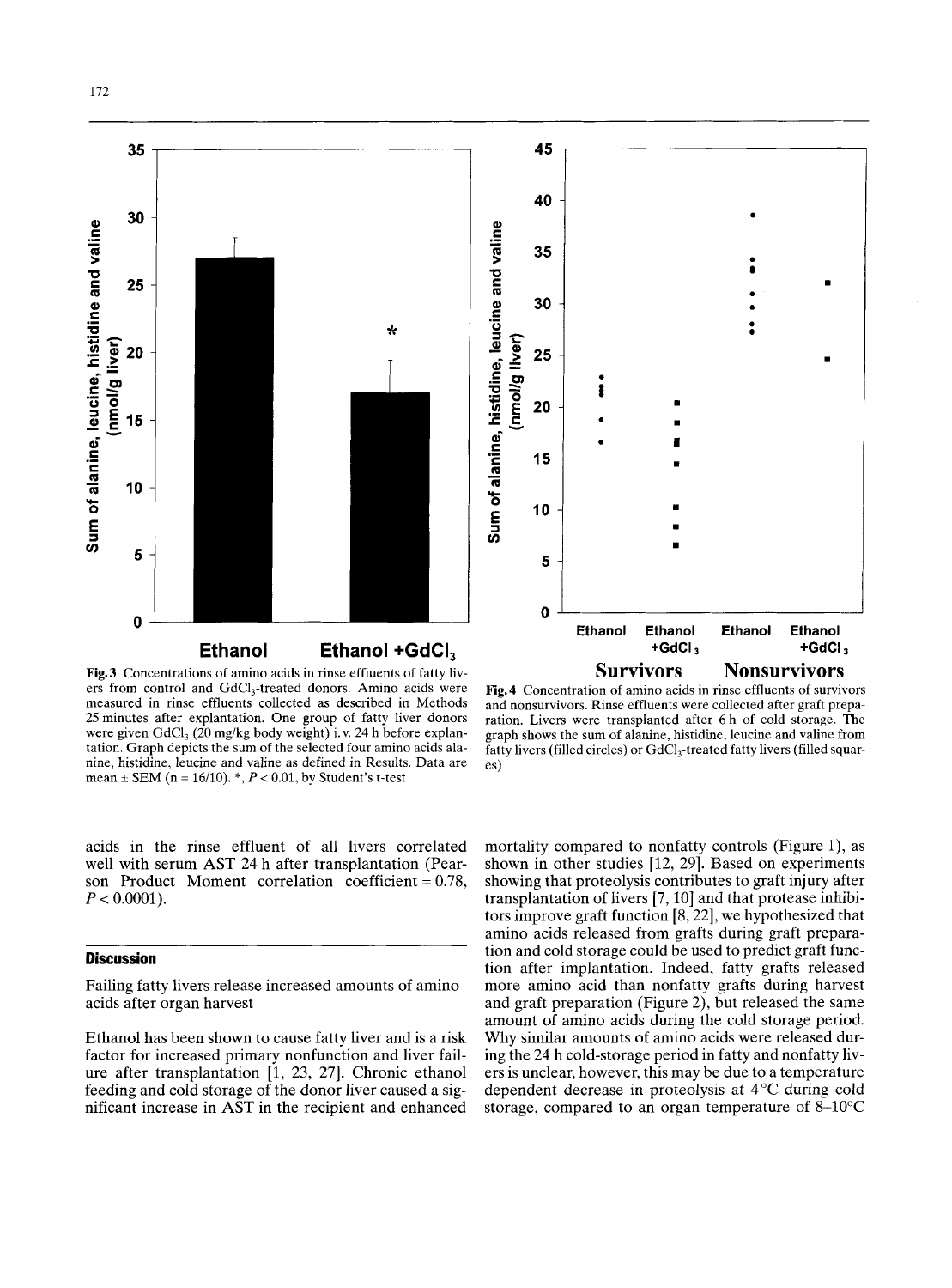Fig. 3 Concentrations of amino acids in rinse effluents of fatty livers from control and $GdCl_3$-treated donors. Amino acids were measured in rinse effluents collected as described in Methods 25 minutes after explantation. One group of fatty liver donors were given $GdCl_3$ (20 mg/kg body weight) i.v. 24 h before explantation. Graph depicts the sum of the selected four amino acids alanine, histidine, leucine and valine as defined in Results. Data are mean ± SEM (n = 16/10). *, $P < 0.01$, by Student's t-test

Fig. 4 Concentration of amino acids in rinse effluents of survivors and nonsurvivors. Rinse effluents were collected after graft preparation. Livers were transplanted after 6 h of cold storage. The graph shows the sum of alanine, histidine, leucine and valine from fatty livers (filled circles) or $GdCl_3$-treated fatty livers (filled squares)

acids in the rinse effluent of all livers correlated well with serum AST 24 h after transplantation (Pearson Product Moment correlation coefficient = 0.78, $P < 0.0001$).

## Discussion

Failing fatty livers release increased amounts of amino acids after organ harvest

Ethanol has been shown to cause fatty liver and is a risk factor for increased primary nonfunction and liver failure after transplantation [1, 23, 27]. Chronic ethanol feeding and cold storage of the donor liver caused a significant increase in AST in the recipient and enhanced mortality compared to nonfatty controls (Figure 1), as shown in other studies [12, 29]. Based on experiments showing that proteolysis contributes to graft injury after transplantation of livers [7, 10] and that protease inhibitors improve graft function [8, 22], we hypothesized that amino acids released from grafts during graft preparation and cold storage could be used to predict graft function after implantation. Indeed, fatty grafts released more amino acid than nonfatty grafts during harvest and graft preparation (Figure 2), but released the same amount of amino acids during the cold storage period. Why similar amounts of amino acids were released during the 24 h cold-storage period in fatty and nonfatty livers is unclear, however, this may be due to a temperature dependent decrease in proteolysis at 4 °C during cold storage, compared to an organ temperature of 8–10°C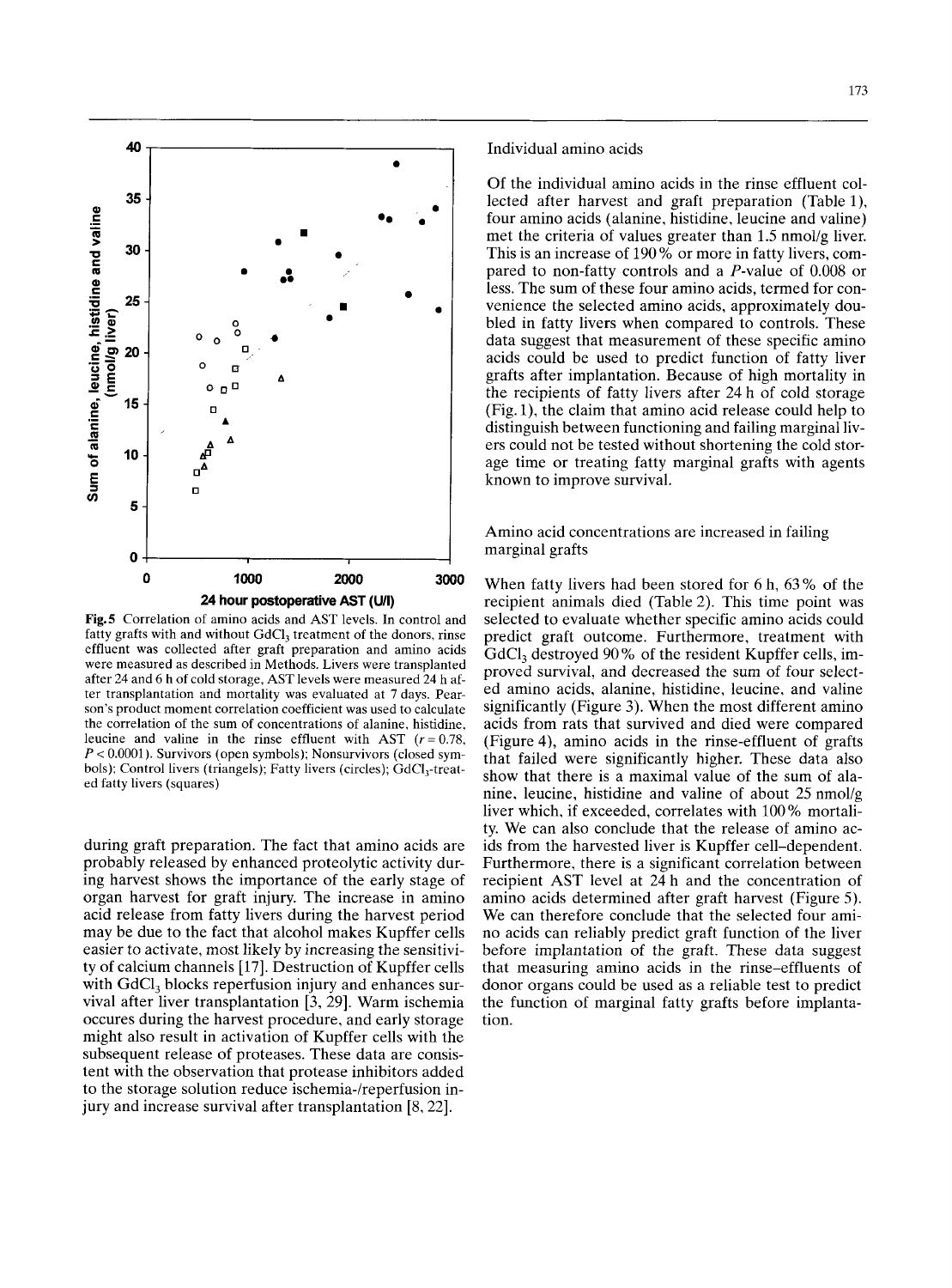**Fig. 5** Correlation of amino acids and AST levels. In control and fatty grafts with and without $GdCl_3$ treatment of the donors, rinse effluent was collected after graft preparation and amino acids were measured as described in Methods. Livers were transplanted after 24 and 6 h of cold storage, AST levels were measured 24 h after transplantation and mortality was evaluated at 7 days. Pearson's product moment correlation coefficient was used to calculate the correlation of the sum of concentrations of alanine, histidine, leucine and valine in the rinse effluent with AST ($r = 0.78$, $P < 0.0001$). Survivors (open symbols); Nonsurvivors (closed symbols); Control livers (triangels); Fatty livers (circles); $GdCl_3$-treated fatty livers (squares)

during graft preparation. The fact that amino acids are probably released by enhanced proteolytic activity during harvest shows the importance of the early stage of organ harvest for graft injury. The increase in amino acid release from fatty livers during the harvest period may be due to the fact that alcohol makes Kupffer cells easier to activate, most likely by increasing the sensitivity of calcium channels [17]. Destruction of Kupffer cells with $GdCl_3$ blocks reperfusion injury and enhances survival after liver transplantation [3, 29]. Warm ischemia occures during the harvest procedure, and early storage might also result in activation of Kupffer cells with the subsequent release of proteases. These data are consistent with the observation that protease inhibitors added to the storage solution reduce ischemia-/reperfusion injury and increase survival after transplantation [8, 22].

Individual amino acids

Of the individual amino acids in the rinse effluent collected after harvest and graft preparation (Table 1), four amino acids (alanine, histidine, leucine and valine) met the criteria of values greater than 1.5 nmol/g liver. This is an increase of 190% or more in fatty livers, compared to non-fatty controls and a $P$-value of 0.008 or less. The sum of these four amino acids, termed for convenience the selected amino acids, approximately doubled in fatty livers when compared to controls. These data suggest that measurement of these specific amino acids could be used to predict function of fatty liver grafts after implantation. Because of high mortality in the recipients of fatty livers after 24 h of cold storage (Fig. 1), the claim that amino acid release could help to distinguish between functioning and failing marginal livers could not be tested without shortening the cold storage time or treating fatty marginal grafts with agents known to improve survival.

Amino acid concentrations are increased in failing marginal grafts

When fatty livers had been stored for 6 h, 63% of the recipient animals died (Table 2). This time point was selected to evaluate whether specific amino acids could predict graft outcome. Furthermore, treatment with $GdCl_3$ destroyed 90% of the resident Kupffer cells, improved survival, and decreased the sum of four selected amino acids, alanine, histidine, leucine, and valine significantly (Figure 3). When the most different amino acids from rats that survived and died were compared (Figure 4), amino acids in the rinse-effluent of grafts that failed were significantly higher. These data also show that there is a maximal value of the sum of alanine, leucine, histidine and valine of about 25 nmol/g liver which, if exceeded, correlates with 100% mortality. We can also conclude that the release of amino acids from the harvested liver is Kupffer cell–dependent. Furthermore, there is a significant correlation between recipient AST level at 24 h and the concentration of amino acids determined after graft harvest (Figure 5). We can therefore conclude that the selected four amino acids can reliably predict graft function of the liver before implantation of the graft. These data suggest that measuring amino acids in the rinse–effluents of donor organs could be used as a reliable test to predict the function of marginal fatty grafts before implantation.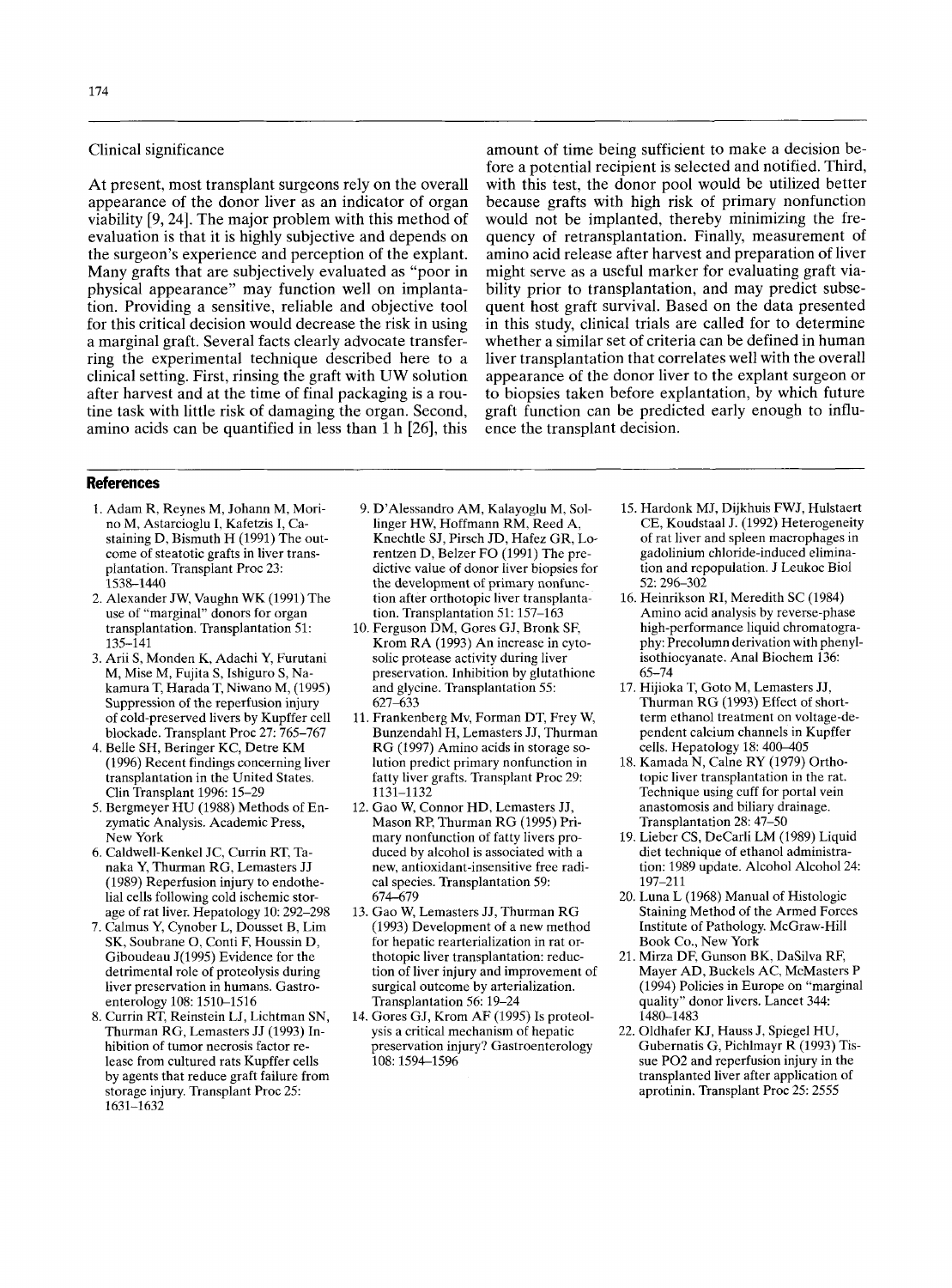## Clinical significance

At present, most transplant surgeons rely on the overall appearance of the donor liver as an indicator of organ viability [9, 24]. The major problem with this method of evaluation is that it is highly subjective and depends on the surgeon's experience and perception of the explant. Many grafts that are subjectively evaluated as "poor in physical appearance" may function well on implantation. Providing a sensitive, reliable and objective tool for this critical decision would decrease the risk in using a marginal graft. Several facts clearly advocate transferring the experimental technique described here to a clinical setting. First, rinsing the graft with UW solution after harvest and at the time of final packaging is a routine task with little risk of damaging the organ. Second, amino acids can be quantified in less than 1 h [26], this amount of time being sufficient to make a decision before a potential recipient is selected and notified. Third, with this test, the donor pool would be utilized better because grafts with high risk of primary nonfunction would not be implanted, thereby minimizing the frequency of retransplantation. Finally, measurement of amino acid release after harvest and preparation of liver might serve as a useful marker for evaluating graft viability prior to transplantation, and may predict subsequent host graft survival. Based on the data presented in this study, clinical trials are called for to determine whether a similar set of criteria can be defined in human liver transplantation that correlates well with the overall appearance of the donor liver to the explant surgeon or to biopsies taken before explantation, by which future graft function can be predicted early enough to influence the transplant decision.

## References

1. Adam R, Reynes M, Johann M, Morino M, Astarcioglu I, Kafetzis I, Castaining D, Bismuth H (1991) The outcome of steatotic grafts in liver transplantation. Transplant Proc 23: 1538–1440
2. Alexander JW, Vaughn WK (1991) The use of "marginal" donors for organ transplantation. Transplantation 51: 135–141
3. Arii S, Monden K, Adachi Y, Furutani M, Mise M, Fujita S, Ishiguro S, Nakamura T, Harada T, Niwano M, (1995) Suppression of the reperfusion injury of cold-preserved livers by Kupffer cell blockade. Transplant Proc 27: 765–767
4. Belle SH, Beringer KC, Detre KM (1996) Recent findings concerning liver transplantation in the United States. Clin Transplant 1996: 15–29
5. Bergmeyer HU (1988) Methods of Enzymatic Analysis. Academic Press, New York
6. Caldwell-Kenkel JC, Currin RT, Tanaka Y, Thurman RG, Lemasters JJ (1989) Reperfusion injury to endothelial cells following cold ischemic storage of rat liver. Hepatology 10: 292–298
7. Calmus Y, Cynober L, Dousset B, Lim SK, Soubrane O, Conti F, Houssin D, Giboudeau J(1995) Evidence for the detrimental role of proteolysis during liver preservation in humans. Gastroenterology 108: 1510–1516
8. Currin RT, Reinstein LJ, Lichtman SN, Thurman RG, Lemasters JJ (1993) Inhibition of tumor necrosis factor release from cultured rats Kupffer cells by agents that reduce graft failure from storage injury. Transplant Proc 25: 1631–1632
9. D'Alessandro AM, Kalayoglu M, Sollinger HW, Hoffmann RM, Reed A, Knechtle SJ, Pirsch JD, Hafez GR, Lorentzen D, Belzer FO (1991) The predictive value of donor liver biopsies for the development of primary nonfunction after orthotopic liver transplantation. Transplantation 51: 157–163
10. Ferguson DM, Gores GJ, Bronk SF, Krom RA (1993) An increase in cytosolic protease activity during liver preservation. Inhibition by glutathione and glycine. Transplantation 55: 627–633
11. Frankenberg Mv, Forman DT, Frey W, Bunzendahl H, Lemasters JJ, Thurman RG (1997) Amino acids in storage solution predict primary nonfunction in fatty liver grafts. Transplant Proc 29: 1131–1132
12. Gao W, Connor HD, Lemasters JJ, Mason RP, Thurman RG (1995) Primary nonfunction of fatty livers produced by alcohol is associated with a new, antioxidant-insensitive free radical species. Transplantation 59: 674–679
13. Gao W, Lemasters JJ, Thurman RG (1993) Development of a new method for hepatic rearterialization in rat orthotopic liver transplantation: reduction of liver injury and improvement of surgical outcome by arterialization. Transplantation 56: 19–24
14. Gores GJ, Krom AF (1995) Is proteolysis a critical mechanism of hepatic preservation injury? Gastroenterology 108: 1594–1596
15. Hardonk MJ, Dijkhuis FWJ, Hulstaert CE, Koudstaal J. (1992) Heterogeneity of rat liver and spleen macrophages in gadolinium chloride-induced elimination and repopulation. J Leukoc Biol 52: 296–302
16. Heinrikson RI, Meredith SC (1984) Amino acid analysis by reverse-phase high-performance liquid chromatography: Precolumn derivation with phenylisothiocyanate. Anal Biochem 136: 65–74
17. Hijioka T, Goto M, Lemasters JJ, Thurman RG (1993) Effect of short-term ethanol treatment on voltage-dependent calcium channels in Kupffer cells. Hepatology 18: 400–405
18. Kamada N, Calne RY (1979) Orthotopic liver transplantation in the rat. Technique using cuff for portal vein anastomosis and biliary drainage. Transplantation 28: 47–50
19. Lieber CS, DeCarli LM (1989) Liquid diet technique of ethanol administration: 1989 update. Alcohol Alcohol 24: 197–211
20. Luna L (1968) Manual of Histologic Staining Method of the Armed Forces Institute of Pathology. McGraw-Hill Book Co., New York
21. Mirza DF, Gunson BK, DaSilva RF, Mayer AD, Buckels AC, McMasters P (1994) Policies in Europe on "marginal quality" donor livers. Lancet 344: 1480–1483
22. Oldhafer KJ, Hauss J, Spiegel HU, Gubernatis G, Pichlmayr R (1993) Tissue PO2 and reperfusion injury in the transplanted liver after application of aprotinin. Transplant Proc 25: 2555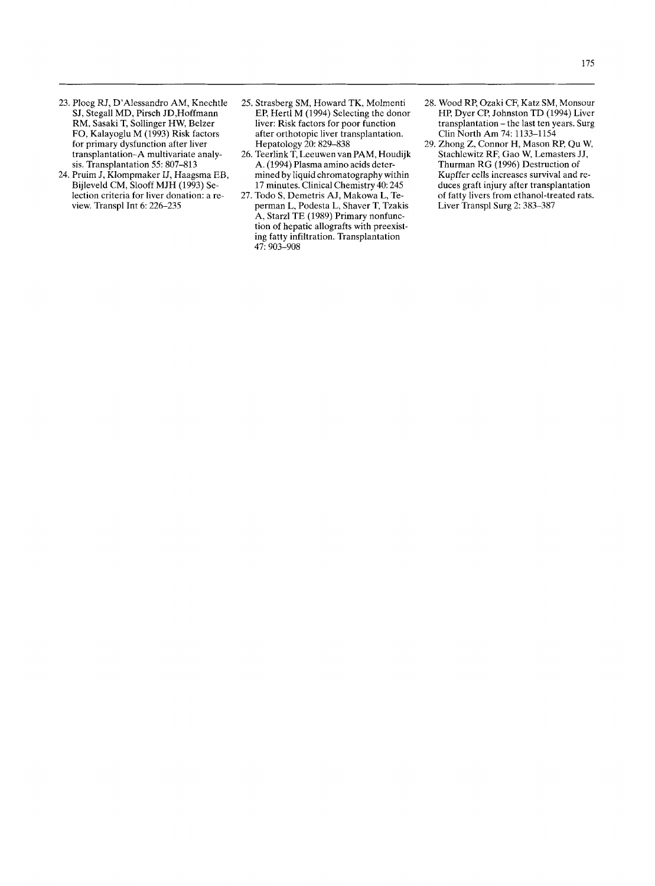23. Ploeg RJ, D'Alessandro AM, Knechtle SJ, Stegall MD, Pirsch JD, Hoffmann RM, Sasaki T, Sollinger HW, Belzer FO, Kalayoglu M (1993) Risk factors for primary dysfunction after liver transplantation–A multivariate analysis. Transplantation 55: 807–813
24. Pruim J, Klompmaker IJ, Haagsma EB, Bijleveld CM, Slooff MJH (1993) Selection criteria for liver donation: a review. Transpl Int 6: 226–235
25. Strasberg SM, Howard TK, Molmenti EP, Hertl M (1994) Selecting the donor liver: Risk factors for poor function after orthotopic liver transplantation. Hepatology 20: 829–838
26. Teerlink T, Leeuwen van PAM, Houdijk A. (1994) Plasma amino acids determined by liquid chromatography within 17 minutes. Clinical Chemistry 40: 245
27. Todo S, Demetris AJ, Makowa L, Teperman L, Podesta L, Shaver T, Tzakis A, Starzl TE (1989) Primary nonfunction of hepatic allografts with preexisting fatty infiltration. Transplantation 47: 903–908
28. Wood RP, Ozaki CF, Katz SM, Monsour HP, Dyer CP, Johnston TD (1994) Liver transplantation – the last ten years. Surg Clin North Am 74: 1133–1154
29. Zhong Z, Connor H, Mason RP, Qu W, Stachlewitz RF, Gao W, Lemasters JJ, Thurman RG (1996) Destruction of Kupffer cells increases survival and reduces graft injury after transplantation of fatty livers from ethanol-treated rats. Liver Transpl Surg 2: 383–387